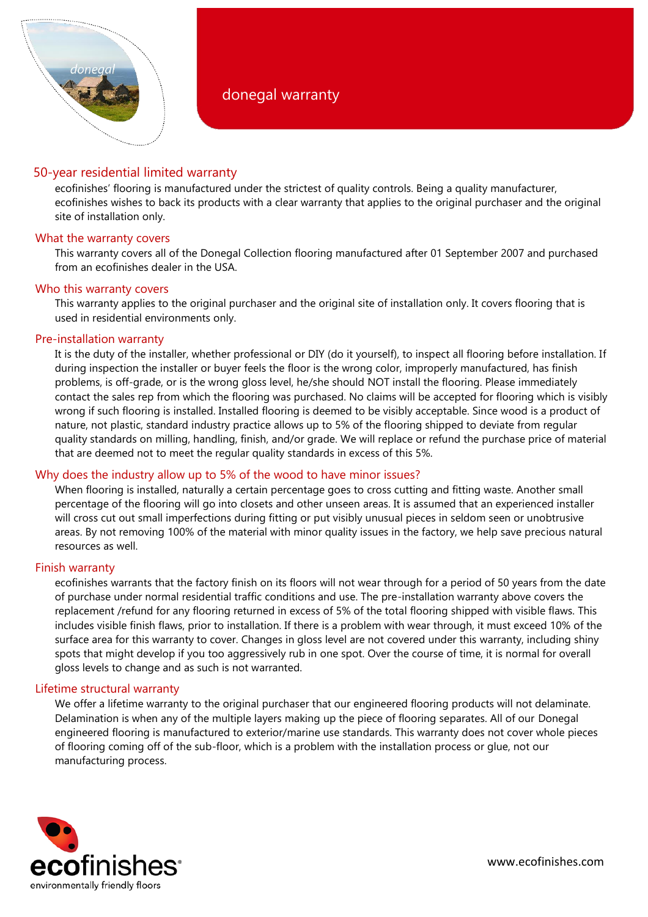# donegal warranty

## 50-year residential limited warranty

ecofinishes' flooring is manufactured under the strictest of quality controls. Being a quality manufacturer, ecofinishes wishes to back its products with a clear warranty that applies to the original purchaser and the original site of installation only.

### What the warranty covers

This warranty covers all of the Donegal Collection flooring manufactured after 01 September 2007 and purchased from an ecofinishes dealer in the USA.

### Who this warranty covers

This warranty applies to the original purchaser and the original site of installation only. It covers flooring that is used in residential environments only.

### Pre-installation warranty

It is the duty of the installer, whether professional or DIY (do it yourself), to inspect all flooring before installation. If during inspection the installer or buyer feels the floor is the wrong color, improperly manufactured, has finish problems, is off-grade, or is the wrong gloss level, he/she should NOT install the flooring. Please immediately contact the sales rep from which the flooring was purchased. No claims will be accepted for flooring which is visibly wrong if such flooring is installed. Installed flooring is deemed to be visibly acceptable. Since wood is a product of nature, not plastic, standard industry practice allows up to 5% of the flooring shipped to deviate from regular quality standards on milling, handling, finish, and/or grade. We will replace or refund the purchase price of material that are deemed not to meet the regular quality standards in excess of this 5%.

### Why does the industry allow up to 5% of the wood to have minor issues?

When flooring is installed, naturally a certain percentage goes to cross cutting and fitting waste. Another small percentage of the flooring will go into closets and other unseen areas. It is assumed that an experienced installer will cross cut out small imperfections during fitting or put visibly unusual pieces in seldom seen or unobtrusive areas. By not removing 100% of the material with minor quality issues in the factory, we help save precious natural resources as well.

### Finish warranty

ecofinishes warrants that the factory finish on its floors will not wear through for a period of 50 years from the date of purchase under normal residential traffic conditions and use. The pre-installation warranty above covers the replacement /refund for any flooring returned in excess of 5% of the total flooring shipped with visible flaws. This includes visible finish flaws, prior to installation. If there is a problem with wear through, it must exceed 10% of the surface area for this warranty to cover. Changes in gloss level are not covered under this warranty, including shiny spots that might develop if you too aggressively rub in one spot. Over the course of time, it is normal for overall gloss levels to change and as such is not warranted.

### Lifetime structural warranty

We offer a lifetime warranty to the original purchaser that our engineered flooring products will not delaminate. Delamination is when any of the multiple layers making up the piece of flooring separates. All of our Donegal engineered flooring is manufactured to exterior/marine use standards. This warranty does not cover whole pieces of flooring coming off of the sub-floor, which is a problem with the installation process or glue, not our manufacturing process.

ecofinishes
environmentally friendly floors

www.ecofinishes.com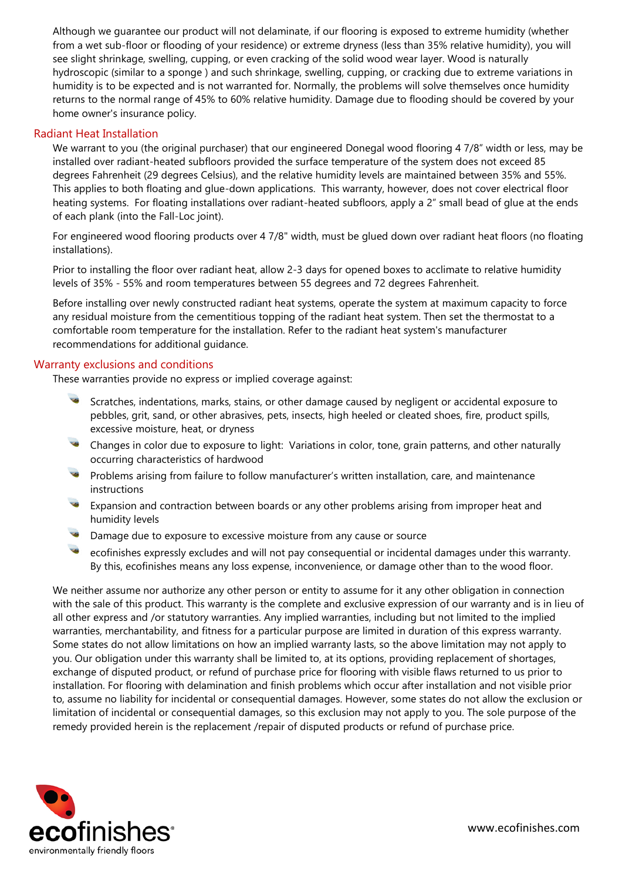Although we guarantee our product will not delaminate, if our flooring is exposed to extreme humidity (whether from a wet sub-floor or flooding of your residence) or extreme dryness (less than 35% relative humidity), you will see slight shrinkage, swelling, cupping, or even cracking of the solid wood wear layer. Wood is naturally hydroscopic (similar to a sponge ) and such shrinkage, swelling, cupping, or cracking due to extreme variations in humidity is to be expected and is not warranted for. Normally, the problems will solve themselves once humidity returns to the normal range of 45% to 60% relative humidity. Damage due to flooding should be covered by your home owner's insurance policy.

## Radiant Heat Installation

We warrant to you (the original purchaser) that our engineered Donegal wood flooring 4 7/8" width or less, may be installed over radiant-heated subfloors provided the surface temperature of the system does not exceed 85 degrees Fahrenheit (29 degrees Celsius), and the relative humidity levels are maintained between 35% and 55%. This applies to both floating and glue-down applications. This warranty, however, does not cover electrical floor heating systems. For floating installations over radiant-heated subfloors, apply a 2" small bead of glue at the ends of each plank (into the Fall-Loc joint).

For engineered wood flooring products over 4 7/8" width, must be glued down over radiant heat floors (no floating installations).

Prior to installing the floor over radiant heat, allow 2-3 days for opened boxes to acclimate to relative humidity levels of 35% - 55% and room temperatures between 55 degrees and 72 degrees Fahrenheit.

Before installing over newly constructed radiant heat systems, operate the system at maximum capacity to force any residual moisture from the cementitious topping of the radiant heat system. Then set the thermostat to a comfortable room temperature for the installation. Refer to the radiant heat system's manufacturer recommendations for additional guidance.

## Warranty exclusions and conditions

These warranties provide no express or implied coverage against:

- Scratches, indentations, marks, stains, or other damage caused by negligent or accidental exposure to pebbles, grit, sand, or other abrasives, pets, insects, high heeled or cleated shoes, fire, product spills, excessive moisture, heat, or dryness
- Changes in color due to exposure to light: Variations in color, tone, grain patterns, and other naturally occurring characteristics of hardwood
- Problems arising from failure to follow manufacturer's written installation, care, and maintenance instructions
- Expansion and contraction between boards or any other problems arising from improper heat and humidity levels
- Damage due to exposure to excessive moisture from any cause or source
- ecofinishes expressly excludes and will not pay consequential or incidental damages under this warranty. By this, ecofinishes means any loss expense, inconvenience, or damage other than to the wood floor.

We neither assume nor authorize any other person or entity to assume for it any other obligation in connection with the sale of this product. This warranty is the complete and exclusive expression of our warranty and is in lieu of all other express and /or statutory warranties. Any implied warranties, including but not limited to the implied warranties, merchantability, and fitness for a particular purpose are limited in duration of this express warranty. Some states do not allow limitations on how an implied warranty lasts, so the above limitation may not apply to you. Our obligation under this warranty shall be limited to, at its options, providing replacement of shortages, exchange of disputed product, or refund of purchase price for flooring with visible flaws returned to us prior to installation. For flooring with delamination and finish problems which occur after installation and not visible prior to, assume no liability for incidental or consequential damages. However, some states do not allow the exclusion or limitation of incidental or consequential damages, so this exclusion may not apply to you. The sole purpose of the remedy provided herein is the replacement /repair of disputed products or refund of purchase price.

ecofinishes® environmentally friendly floors

www.ecofinishes.com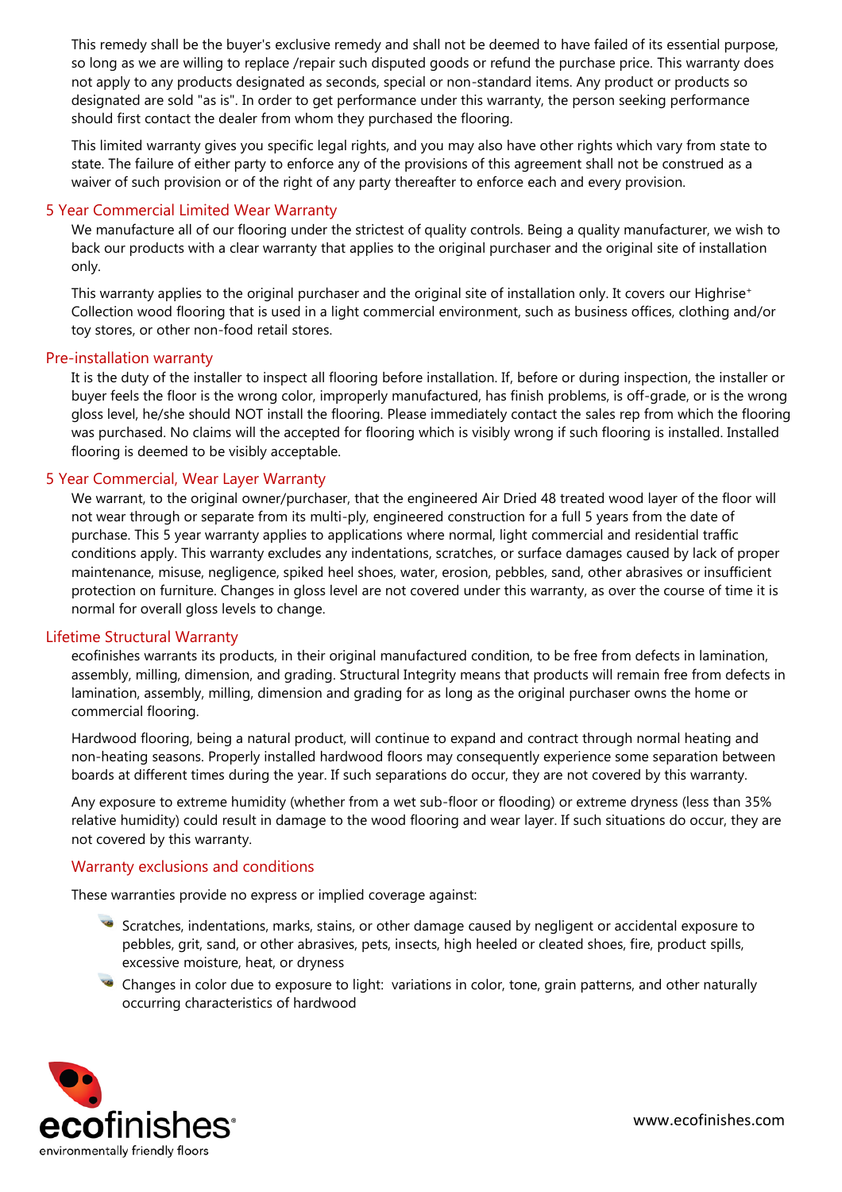This remedy shall be the buyer's exclusive remedy and shall not be deemed to have failed of its essential purpose, so long as we are willing to replace /repair such disputed goods or refund the purchase price. This warranty does not apply to any products designated as seconds, special or non-standard items. Any product or products so designated are sold "as is". In order to get performance under this warranty, the person seeking performance should first contact the dealer from whom they purchased the flooring.

This limited warranty gives you specific legal rights, and you may also have other rights which vary from state to state. The failure of either party to enforce any of the provisions of this agreement shall not be construed as a waiver of such provision or of the right of any party thereafter to enforce each and every provision.

## 5 Year Commercial Limited Wear Warranty

We manufacture all of our flooring under the strictest of quality controls. Being a quality manufacturer, we wish to back our products with a clear warranty that applies to the original purchaser and the original site of installation only.

This warranty applies to the original purchaser and the original site of installation only. It covers our Highrise+ Collection wood flooring that is used in a light commercial environment, such as business offices, clothing and/or toy stores, or other non-food retail stores.

## Pre-installation warranty

It is the duty of the installer to inspect all flooring before installation. If, before or during inspection, the installer or buyer feels the floor is the wrong color, improperly manufactured, has finish problems, is off-grade, or is the wrong gloss level, he/she should NOT install the flooring. Please immediately contact the sales rep from which the flooring was purchased. No claims will the accepted for flooring which is visibly wrong if such flooring is installed. Installed flooring is deemed to be visibly acceptable.

## 5 Year Commercial, Wear Layer Warranty

We warrant, to the original owner/purchaser, that the engineered Air Dried 48 treated wood layer of the floor will not wear through or separate from its multi-ply, engineered construction for a full 5 years from the date of purchase. This 5 year warranty applies to applications where normal, light commercial and residential traffic conditions apply. This warranty excludes any indentations, scratches, or surface damages caused by lack of proper maintenance, misuse, negligence, spiked heel shoes, water, erosion, pebbles, sand, other abrasives or insufficient protection on furniture. Changes in gloss level are not covered under this warranty, as over the course of time it is normal for overall gloss levels to change.

## Lifetime Structural Warranty

ecofinishes warrants its products, in their original manufactured condition, to be free from defects in lamination, assembly, milling, dimension, and grading. Structural Integrity means that products will remain free from defects in lamination, assembly, milling, dimension and grading for as long as the original purchaser owns the home or commercial flooring.

Hardwood flooring, being a natural product, will continue to expand and contract through normal heating and non-heating seasons. Properly installed hardwood floors may consequently experience some separation between boards at different times during the year. If such separations do occur, they are not covered by this warranty.

Any exposure to extreme humidity (whether from a wet sub-floor or flooding) or extreme dryness (less than 35% relative humidity) could result in damage to the wood flooring and wear layer. If such situations do occur, they are not covered by this warranty.

### Warranty exclusions and conditions

These warranties provide no express or implied coverage against:

- Scratches, indentations, marks, stains, or other damage caused by negligent or accidental exposure to pebbles, grit, sand, or other abrasives, pets, insects, high heeled or cleated shoes, fire, product spills, excessive moisture, heat, or dryness
- Changes in color due to exposure to light: variations in color, tone, grain patterns, and other naturally occurring characteristics of hardwood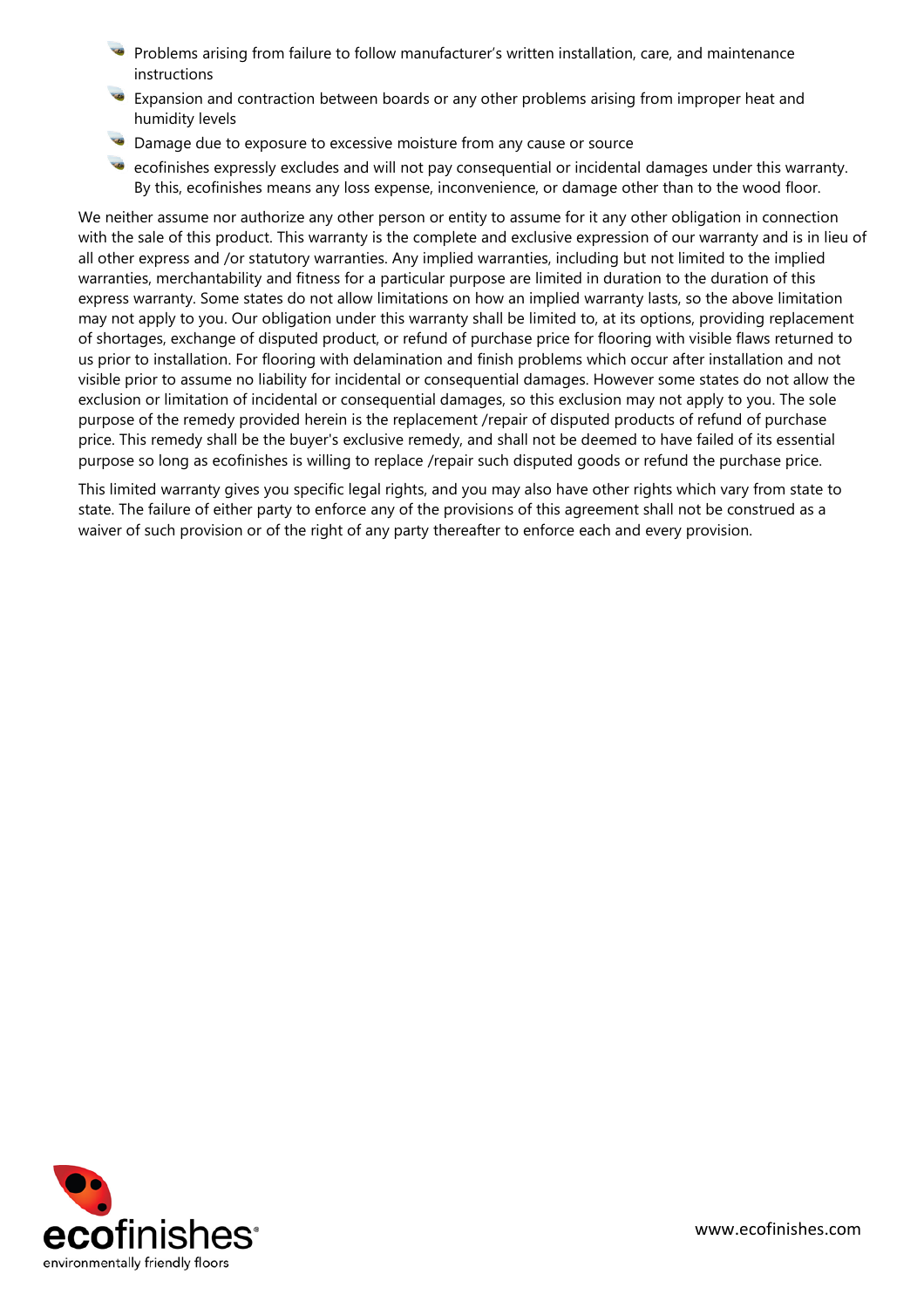- Problems arising from failure to follow manufacturer's written installation, care, and maintenance instructions
- Expansion and contraction between boards or any other problems arising from improper heat and humidity levels
- Damage due to exposure to excessive moisture from any cause or source
- ecofinishes expressly excludes and will not pay consequential or incidental damages under this warranty. By this, ecofinishes means any loss expense, inconvenience, or damage other than to the wood floor.

We neither assume nor authorize any other person or entity to assume for it any other obligation in connection with the sale of this product. This warranty is the complete and exclusive expression of our warranty and is in lieu of all other express and /or statutory warranties. Any implied warranties, including but not limited to the implied warranties, merchantability and fitness for a particular purpose are limited in duration to the duration of this express warranty. Some states do not allow limitations on how an implied warranty lasts, so the above limitation may not apply to you. Our obligation under this warranty shall be limited to, at its options, providing replacement of shortages, exchange of disputed product, or refund of purchase price for flooring with visible flaws returned to us prior to installation. For flooring with delamination and finish problems which occur after installation and not visible prior to assume no liability for incidental or consequential damages. However some states do not allow the exclusion or limitation of incidental or consequential damages, so this exclusion may not apply to you. The sole purpose of the remedy provided herein is the replacement /repair of disputed products of refund of purchase price. This remedy shall be the buyer's exclusive remedy, and shall not be deemed to have failed of its essential purpose so long as ecofinishes is willing to replace /repair such disputed goods or refund the purchase price.

This limited warranty gives you specific legal rights, and you may also have other rights which vary from state to state. The failure of either party to enforce any of the provisions of this agreement shall not be construed as a waiver of such provision or of the right of any party thereafter to enforce each and every provision.

ecofinishes®
environmentally friendly floors

www.ecofinishes.com